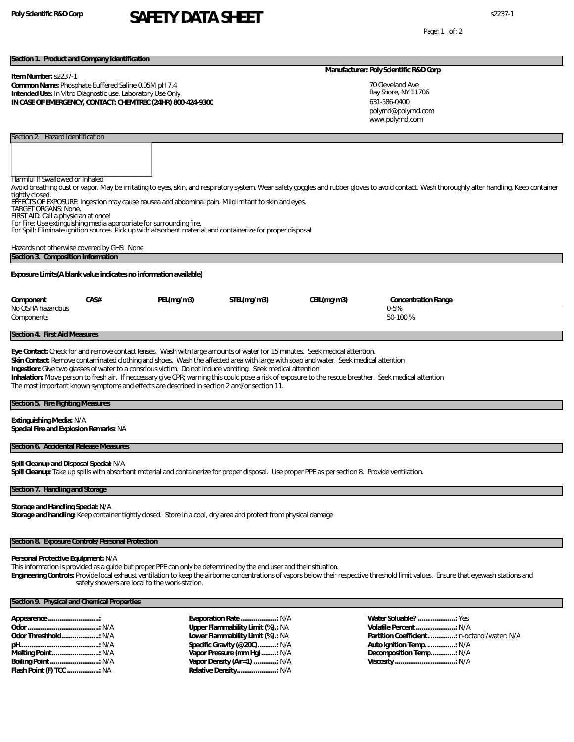Poly Scientific R&D Corp

# SAFETY DATA SHEET

s2237-1

## Section 1. Product and Company Identification

**Item Number:** s2237-1
**Common Name:** Phosphate Buffered Saline 0.05M pH 7.4
**Intended Use:** In Vitro Diagnostic use. Laboratory Use Only
**IN CASE OF EMERGENCY, CONTACT: CHEMTREC (24HR) 800-424-9300**

**Manufacturer: Poly Scientific R&D Corp**

70 Cleveland Ave
Bay Shore, NY 11706
631-586-0400
polyrnd@polyrnd.com
www.polyrnd.com

## Section 2. Hazard Identification

Harmful If Swallowed or Inhaled

Avoid breathing dust or vapor. May be irritating to eyes, skin, and respiratory system. Wear safety goggles and rubber gloves to avoid contact. Wash thoroughly after handling. Keep container tightly closed.
EFFECTS OF EXPOSURE: Ingestion may cause nausea and abdominal pain. Mild irritant to skin and eyes.
TARGET ORGANS: None.
FIRST AID: Call a physician at once!
For Fire: Use extinguishing media appropriate for surrounding fire.
For Spill: Eliminate ignition sources. Pick up with absorbent material and containerize for proper disposal.

Hazards not otherwise covered by GHS: None

## Section 3. Composition Information

**Exposure Limits(A blank value indicates no information available)**

| Component | CAS# | PEL(mg/m3) | STEL(mg/m3) | CEIL(mg/m3) | Concentration Range |
|---|---|---|---|---|---|
| No OSHA hazardous | | | | | 0-5% |
| Components | | | | | 50-100 % |

## Section 4. First Aid Measures

**Eye Contact:** Check for and remove contact lenses. Wash with large amounts of water for 15 minutes. Seek medical attention.
**Skin Contact:** Remove contaminated clothing and shoes. Wash the affected area with large with soap and water. Seek medical attention
**Ingestion:** Give two glasses of water to a conscious victim. Do not induce vomiting. Seek medical attention
**Inhalation:** Move person to fresh air. If neccessary give CPR; warning this could pose a risk of exposure to the rescue breather. Seek medical attention
The most important known symptoms and effects are described in section 2 and/or section 11.

## Section 5. Fire Fighting Measures

**Extinguishing Media:** N/A
**Special Fire and Explosion Remarks:** NA

## Section 6. Accidental Release Measures

**Spill Cleanup and Disposal Special:** N/A
**Spill Cleanup:** Take up spills with absorbant material and containerize for proper disposal. Use proper PPE as per section 8. Provide ventilation.

## Section 7. Handling and Storage

**Storage and Handling Special:** N/A
**Storage and handling:** Keep container tightly closed. Store in a cool, dry area and protect from physical damage

## Section 8. Exposure Controls/Personal Protection

**Personal Protective Equipment:** N/A
This information is provided as a guide but proper PPE can only be determined by the end user and their situation.
**Engineering Controls:** Provide local exhaust ventilation to keep the airborne concentrations of vapors below their respective threshold limit values. Ensure that eyewash stations and safety showers are local to the work-station.

## Section 9. Physical and Chemical Properties

**Appearence ............................:**
**Odor.......................................:** N/A
**Odor Threshhold.....................:** N/A
**pH..........................................:** N/A
**Melting Point..........................:** N/A
**Boiling Point ..........................:** N/A
**Flash Point (F) TCC .................:** NA

**Evaporation Rate ...................:** N/A
**Upper Flammability Limit (%).:** NA
**Lower Flammability Limit (%).:** NA
**Specific Gravity (@20C)..........:** N/A
**Vapor Pressure (mm Hg)........:** N/A
**Vapor Density (Air=1) ............:** N/A
**Relative Density.....................:** N/A

**Water Soluable? ....................:** Yes
**Volatile Percent .....................:** N/A
**Partition Coefficient................:** n-octanol/water: N/A
**Auto Ignition Temp. ................:** N/A
**Decomposition Temp.............:** N/A
**Viscosity ................................:** N/A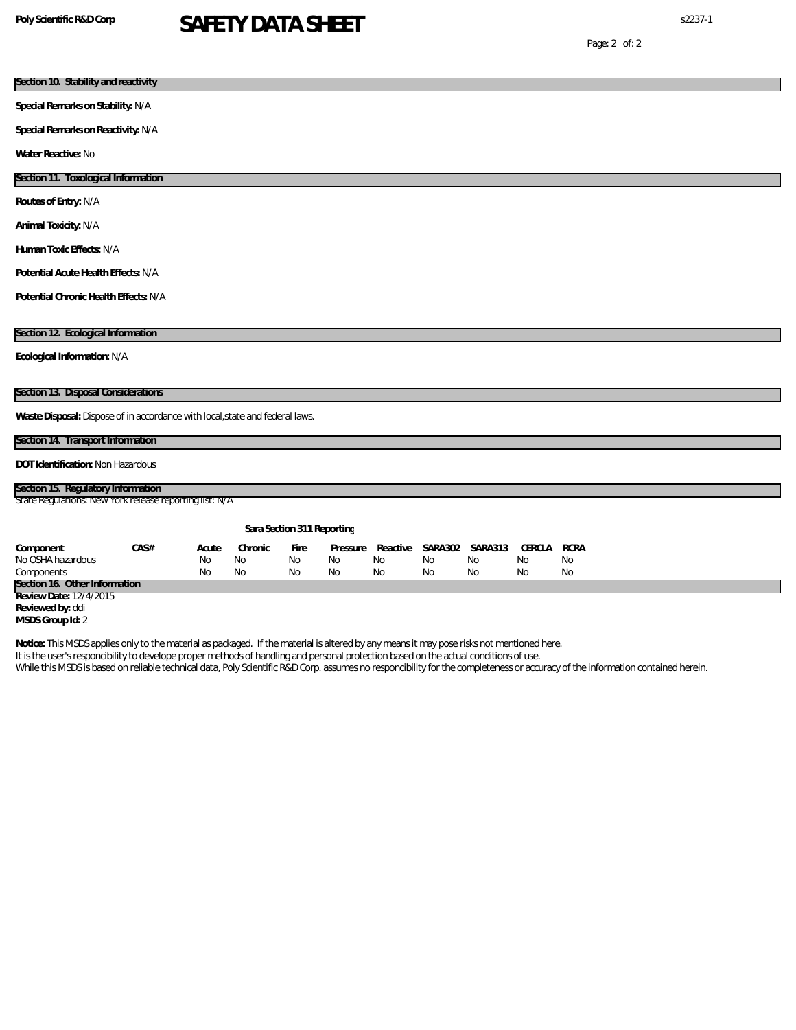## Section 10. Stability and reactivity

**Special Remarks on Stability:** N/A

**Special Remarks on Reactivity:** N/A

**Water Reactive:** No

## Section 11. Toxological Information

**Routes of Entry:** N/A

**Animal Toxicity:** N/A

**Human Toxic Effects:** N/A

**Potential Acute Health Effects:** N/A

**Potential Chronic Health Effects:** N/A

## Section 12. Ecological Information

**Ecological Information:** N/A

## Section 13. Disposal Considerations

**Waste Disposal:** Dispose of in accordance with local,state and federal laws.

## Section 14. Transport Information

**DOT Identification:** Non Hazardous

## Section 15. Regulatory Information

State Regulations: New York release reporting list: N/A

**Sara Section 311 Reporting**

| Component | CAS# | Acute | Chronic | Fire | Pressure | Reactive | SARA302 | SARA313 | CERCLA | RCRA |
|---|---|---|---|---|---|---|---|---|---|---|
| No OSHA hazardous Components | | No | No | No | No | No | No | No | No | No |
| | | No | No | No | No | No | No | No | No | No |

## Section 16. Other Information

**Review Date:** 12/4/2015
**Reviewed by:** ddi
**MSDS Group Id:** 2

**Notice:** This MSDS applies only to the material as packaged. If the material is altered by any means it may pose risks not mentioned here.
It is the user's responcibility to develope proper methods of handling and personal protection based on the actual conditions of use.
While this MSDS is based on reliable technical data, Poly Scientific R&D Corp. assumes no responcibility for the completeness or accuracy of the information contained herein.